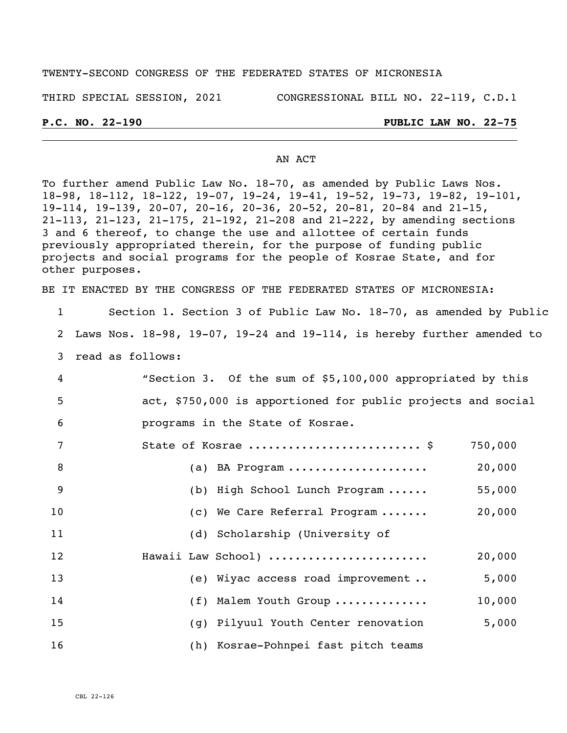TWENTY-SECOND CONGRESS OF THE FEDERATED STATES OF MICRONESIA

THIRD SPECIAL SESSION, 2021 CONGRESSIONAL BILL NO. 22-119, C.D.1

**P.C. NO. 22-190** **PUBLIC LAW NO. 22-75**

AN ACT

To further amend Public Law No. 18-70, as amended by Public Laws Nos. 18-98, 18-112, 18-122, 19-07, 19-24, 19-41, 19-52, 19-73, 19-82, 19-101, 19-114, 19-139, 20-07, 20-16, 20-36, 20-52, 20-81, 20-84 and 21-15, 21-113, 21-123, 21-175, 21-192, 21-208 and 21-222, by amending sections 3 and 6 thereof, to change the use and allottee of certain funds previously appropriated therein, for the purpose of funding public projects and social programs for the people of Kosrae State, and for other purposes.

BE IT ENACTED BY THE CONGRESS OF THE FEDERATED STATES OF MICRONESIA:

Section 1. Section 3 of Public Law No. 18-70, as amended by Public Laws Nos. 18-98, 19-07, 19-24 and 19-114, is hereby further amended to read as follows:

"Section 3. Of the sum of $5,100,000 appropriated by this act, $750,000 is apportioned for public projects and social programs in the State of Kosrae.

| | |
|---|---|
| State of Kosrae ......................... $ | 750,000 |
| (a) BA Program .................... | 20,000 |
| (b) High School Lunch Program ...... | 55,000 |
| (c) We Care Referral Program ....... | 20,000 |
| (d) Scholarship (University of Hawaii Law School) ...................... | 20,000 |
| (e) Wiyac access road improvement .. | 5,000 |
| (f) Malem Youth Group ............. | 10,000 |
| (g) Pilyuul Youth Center renovation | 5,000 |
| (h) Kosrae-Pohnpei fast pitch teams | |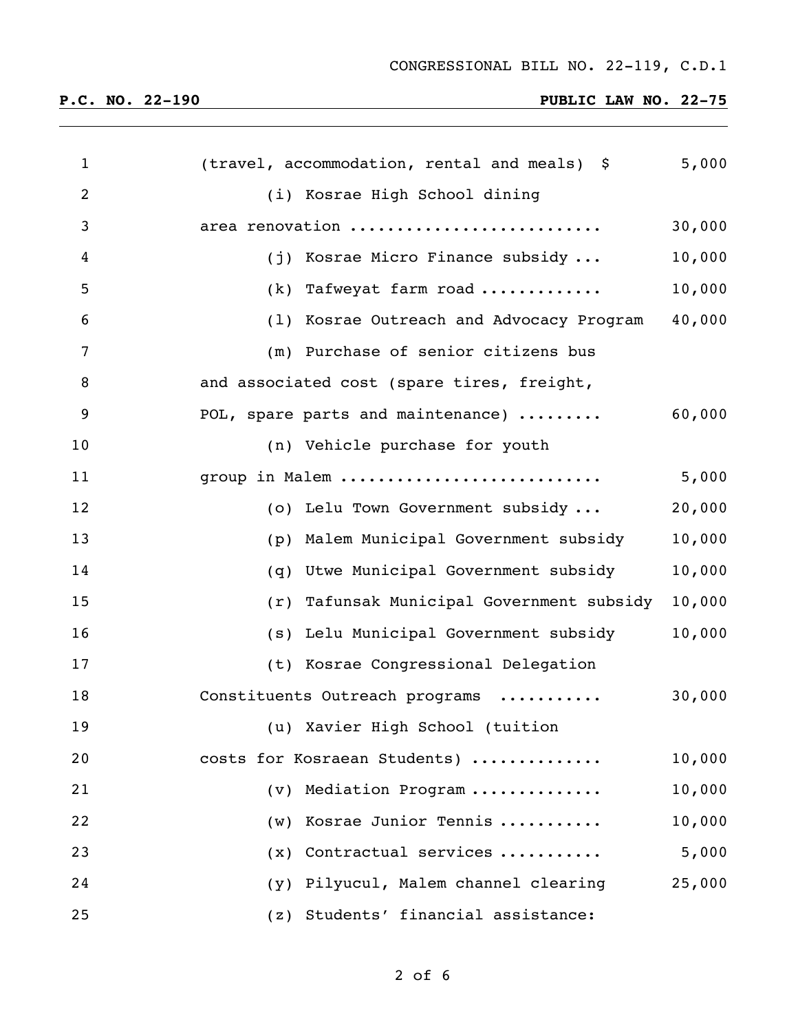(travel, accommodation, rental and meals) $ 5,000

(i) Kosrae High School dining area renovation .......................... 30,000

(j) Kosrae Micro Finance subsidy ... 10,000

(k) Tafweyat farm road ............ 10,000

(l) Kosrae Outreach and Advocacy Program 40,000

(m) Purchase of senior citizens bus and associated cost (spare tires, freight, POL, spare parts and maintenance) ......... 60,000

(n) Vehicle purchase for youth group in Malem ........................... 5,000

(o) Lelu Town Government subsidy ... 20,000

(p) Malem Municipal Government subsidy 10,000

(q) Utwe Municipal Government subsidy 10,000

(r) Tafunsak Municipal Government subsidy 10,000

(s) Lelu Municipal Government subsidy 10,000

(t) Kosrae Congressional Delegation Constituents Outreach programs .......... 30,000

(u) Xavier High School (tuition costs for Kosraean Students) ............. 10,000

(v) Mediation Program ............. 10,000

(w) Kosrae Junior Tennis .......... 10,000

(x) Contractual services .......... 5,000

(y) Pilyucul, Malem channel clearing 25,000

(z) Students' financial assistance: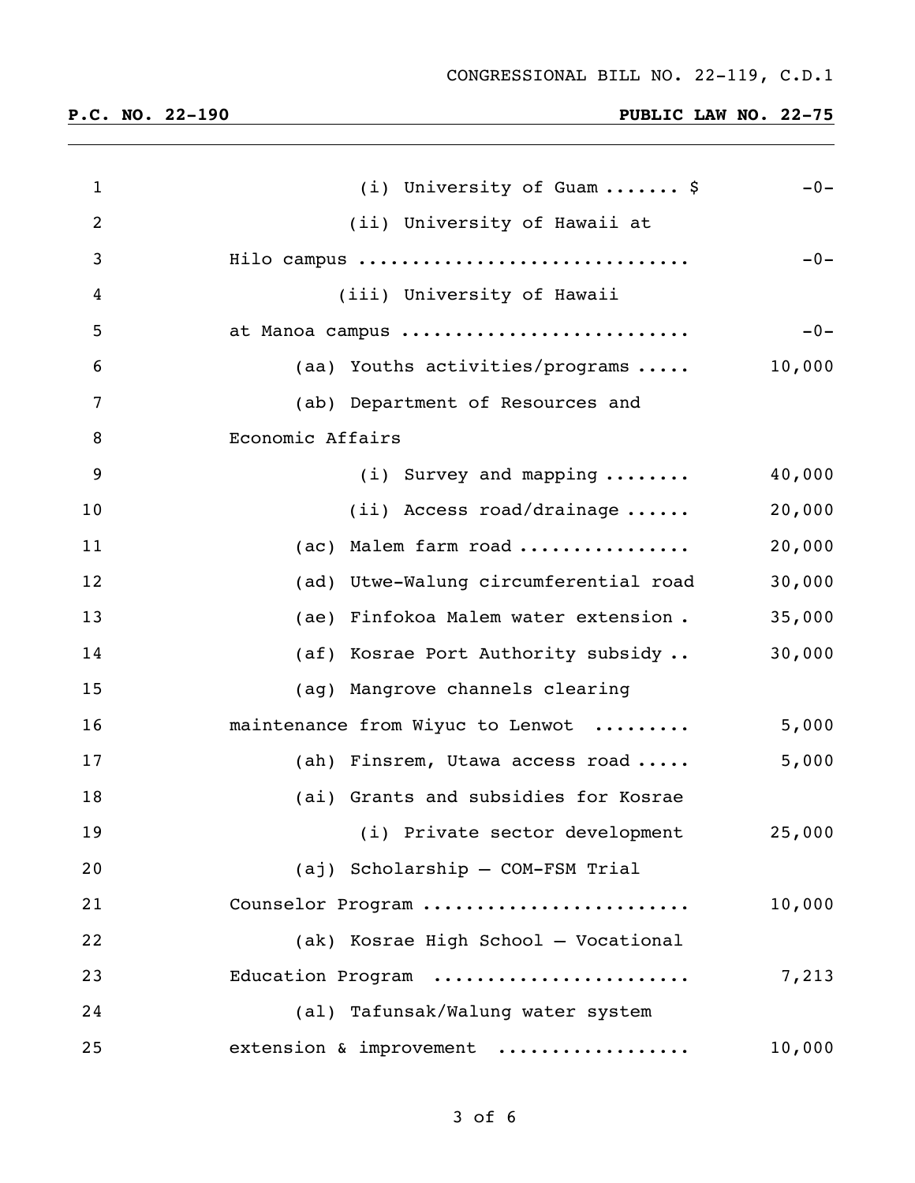CONGRESSIONAL BILL NO. 22-119, C.D.1

**P.C. NO. 22-190** **PUBLIC LAW NO. 22-75**

| Line | Item | Amount |
|---|---|---|
| 1 | (i) University of Guam ....... $ | -0- |
| 2 | (ii) University of Hawaii at | |
| 3 | Hilo campus .............................. | -0- |
| 4 | (iii) University of Hawaii | |
| 5 | at Manoa campus .......................... | -0- |
| 6 | (aa) Youths activities/programs ..... | 10,000 |
| 7 | (ab) Department of Resources and | |
| 8 | Economic Affairs | |
| 9 | (i) Survey and mapping ........ | 40,000 |
| 10 | (ii) Access road/drainage ...... | 20,000 |
| 11 | (ac) Malem farm road ............... | 20,000 |
| 12 | (ad) Utwe-Walung circumferential road | 30,000 |
| 13 | (ae) Finfokoa Malem water extension . | 35,000 |
| 14 | (af) Kosrae Port Authority subsidy .. | 30,000 |
| 15 | (ag) Mangrove channels clearing | |
| 16 | maintenance from Wiyuc to Lenwot ......... | 5,000 |
| 17 | (ah) Finsrem, Utawa access road ..... | 5,000 |
| 18 | (ai) Grants and subsidies for Kosrae | |
| 19 | (i) Private sector development | 25,000 |
| 20 | (aj) Scholarship – COM-FSM Trial | |
| 21 | Counselor Program ........................ | 10,000 |
| 22 | (ak) Kosrae High School – Vocational | |
| 23 | Education Program ....................... | 7,213 |
| 24 | (al) Tafunsak/Walung water system | |
| 25 | extension & improvement ................. | 10,000 |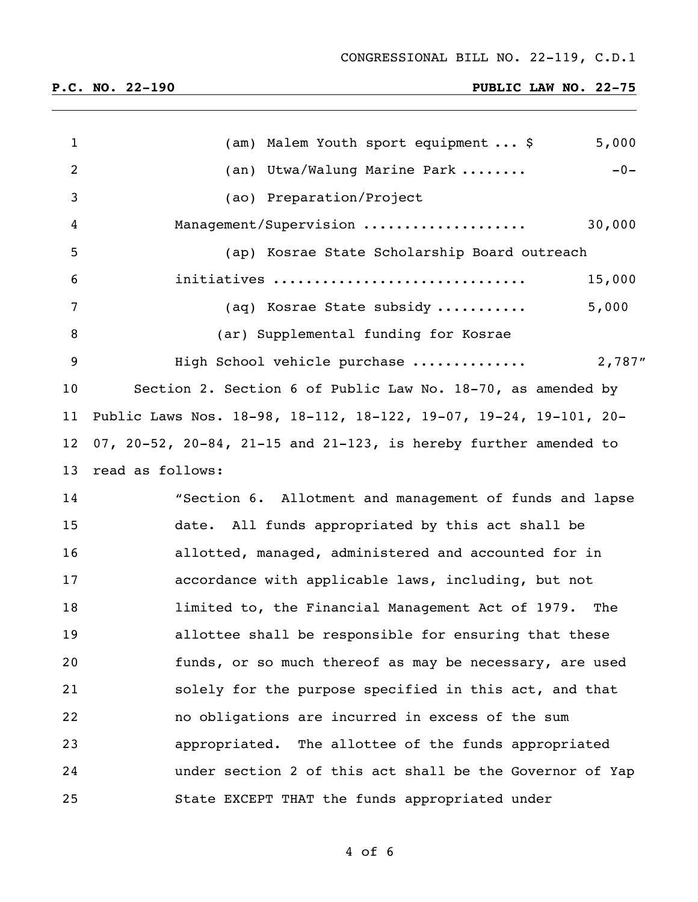CONGRESSIONAL BILL NO. 22-119, C.D.1

**P.C. NO. 22-190** **PUBLIC LAW NO. 22-75**

(am) Malem Youth sport equipment ... $ 5,000

(an) Utwa/Walung Marine Park ........ -0-

(ao) Preparation/Project Management/Supervision .................... 30,000

(ap) Kosrae State Scholarship Board outreach initiatives .............................. 15,000

(aq) Kosrae State subsidy ........... 5,000

(ar) Supplemental funding for Kosrae High School vehicle purchase ............. 2,787"

Section 2. Section 6 of Public Law No. 18-70, as amended by Public Laws Nos. 18-98, 18-112, 18-122, 19-07, 19-24, 19-101, 20-07, 20-52, 20-84, 21-15 and 21-123, is hereby further amended to read as follows:

"Section 6. Allotment and management of funds and lapse date. All funds appropriated by this act shall be allotted, managed, administered and accounted for in accordance with applicable laws, including, but not limited to, the Financial Management Act of 1979. The allottee shall be responsible for ensuring that these funds, or so much thereof as may be necessary, are used solely for the purpose specified in this act, and that no obligations are incurred in excess of the sum appropriated. The allottee of the funds appropriated under section 2 of this act shall be the Governor of Yap State EXCEPT THAT the funds appropriated under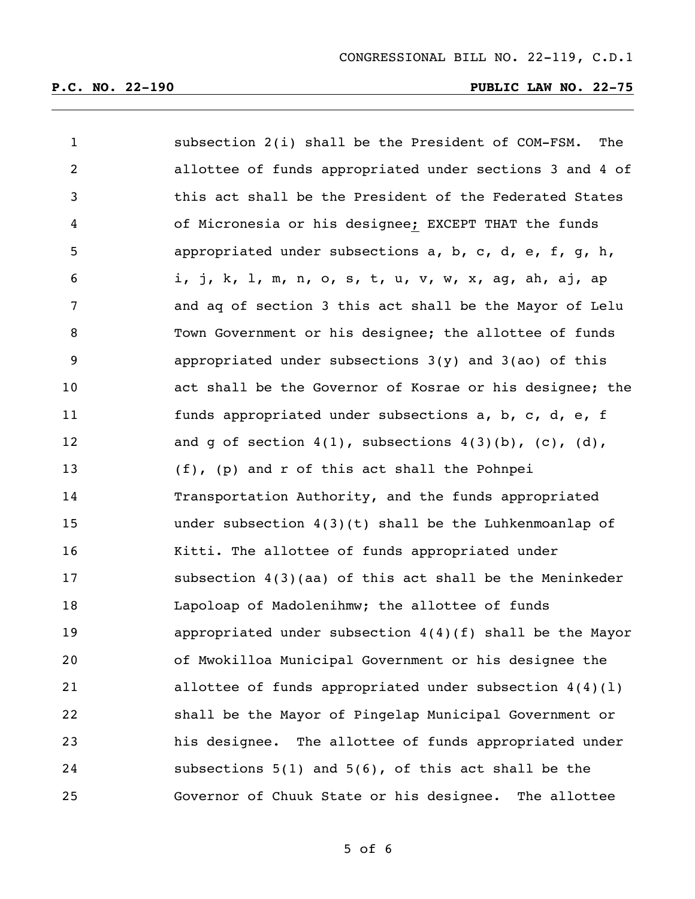subsection 2(i) shall be the President of COM-FSM. The allottee of funds appropriated under sections 3 and 4 of this act shall be the President of the Federated States of Micronesia or his designee; EXCEPT THAT the funds appropriated under subsections a, b, c, d, e, f, g, h, i, j, k, l, m, n, o, s, t, u, v, w, x, ag, ah, aj, ap and aq of section 3 this act shall be the Mayor of Lelu Town Government or his designee; the allottee of funds appropriated under subsections 3(y) and 3(ao) of this act shall be the Governor of Kosrae or his designee; the funds appropriated under subsections a, b, c, d, e, f and g of section 4(1), subsections 4(3)(b), (c), (d), (f), (p) and r of this act shall the Pohnpei Transportation Authority, and the funds appropriated under subsection 4(3)(t) shall be the Luhkenmoanlap of Kitti. The allottee of funds appropriated under subsection 4(3)(aa) of this act shall be the Meninkeder Lapoloap of Madolenihmw; the allottee of funds appropriated under subsection 4(4)(f) shall be the Mayor of Mwokilloa Municipal Government or his designee the allottee of funds appropriated under subsection 4(4)(l) shall be the Mayor of Pingelap Municipal Government or his designee. The allottee of funds appropriated under subsections 5(1) and 5(6), of this act shall be the Governor of Chuuk State or his designee. The allottee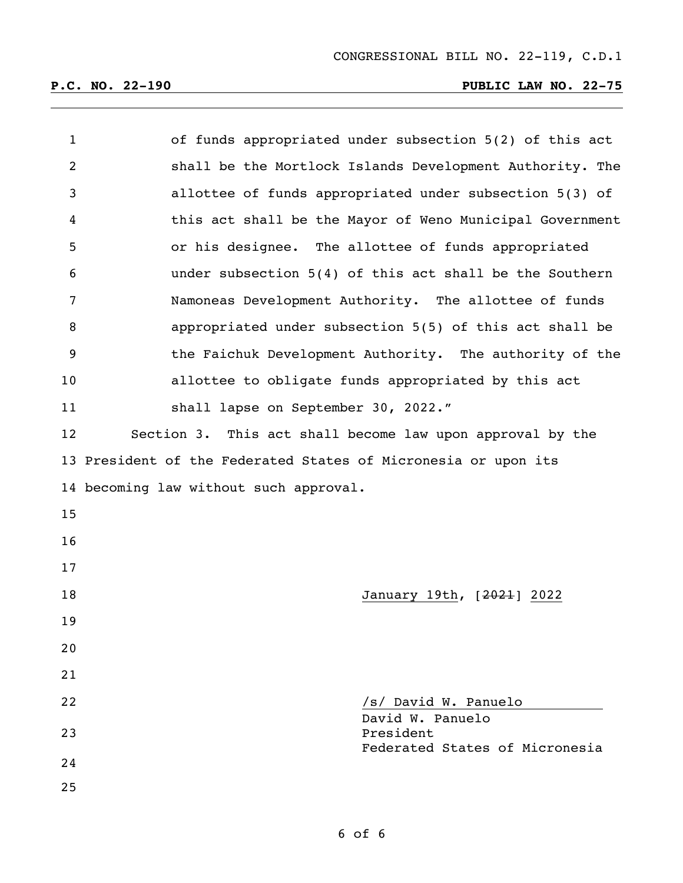of funds appropriated under subsection 5(2) of this act shall be the Mortlock Islands Development Authority. The allottee of funds appropriated under subsection 5(3) of this act shall be the Mayor of Weno Municipal Government or his designee. The allottee of funds appropriated under subsection 5(4) of this act shall be the Southern Namoneas Development Authority. The allottee of funds appropriated under subsection 5(5) of this act shall be the Faichuk Development Authority. The authority of the allottee to obligate funds appropriated by this act shall lapse on September 30, 2022."

Section 3. This act shall become law upon approval by the President of the Federated States of Micronesia or upon its becoming law without such approval.

January 19th, [~~2021~~] 2022

/s/ David W. Panuelo

David W. Panuelo
President
Federated States of Micronesia